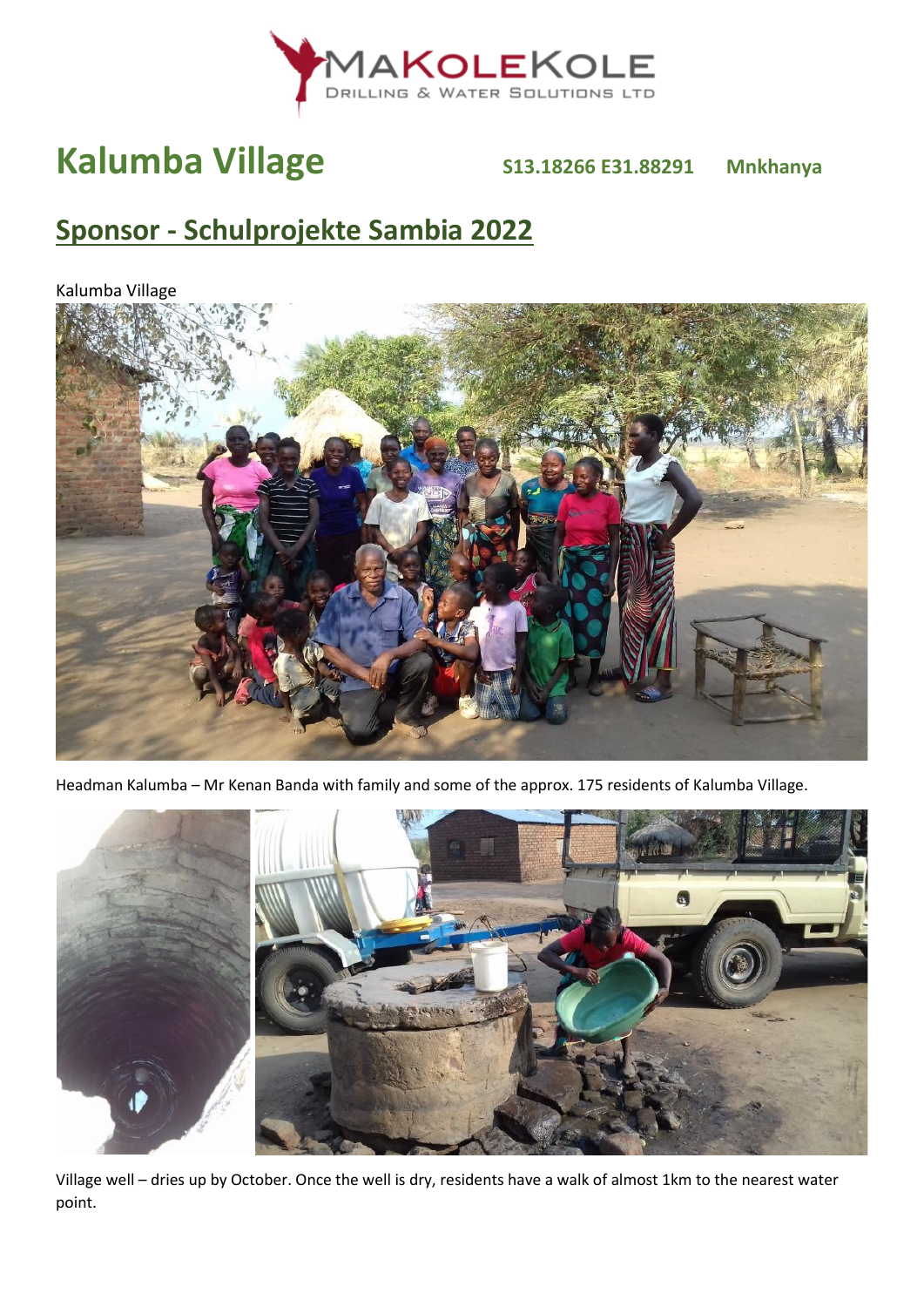MAKOLEKOLE
DRILLING & WATER SOLUTIONS LTD

# Kalumba Village

**S13.18266 E31.88291 Mnkhanya**

## Sponsor - Schulprojekte Sambia 2022

Kalumba Village

Headman Kalumba – Mr Kenan Banda with family and some of the approx. 175 residents of Kalumba Village.

Village well – dries up by October. Once the well is dry, residents have a walk of almost 1km to the nearest water point.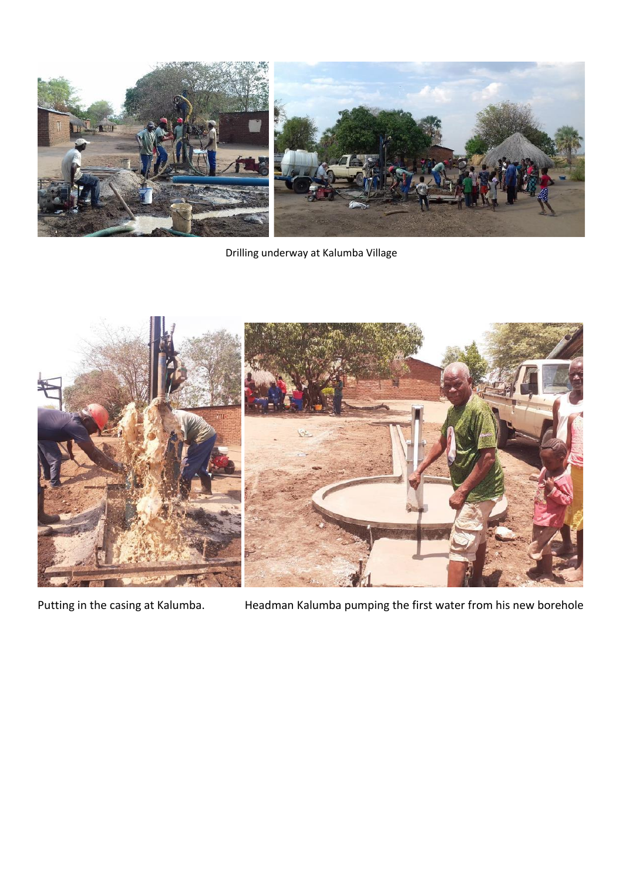Drilling underway at Kalumba Village

Putting in the casing at Kalumba.

Headman Kalumba pumping the first water from his new borehole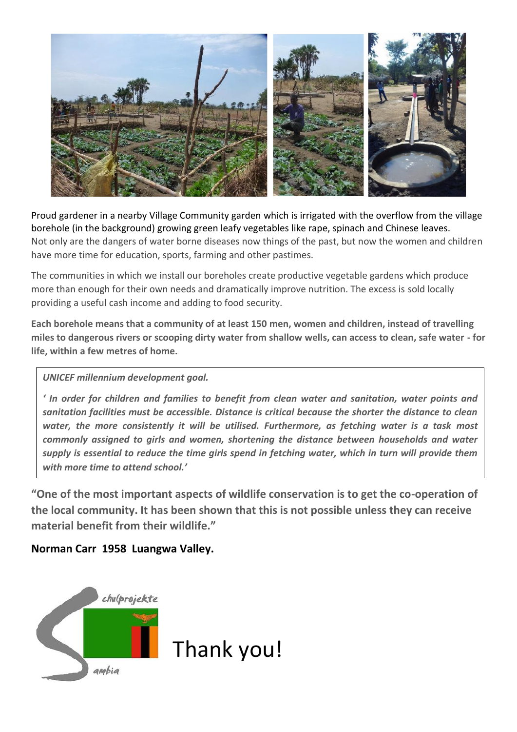Proud gardener in a nearby Village Community garden which is irrigated with the overflow from the village borehole (in the background) growing green leafy vegetables like rape, spinach and Chinese leaves.
Not only are the dangers of water borne diseases now things of the past, but now the women and children have more time for education, sports, farming and other pastimes.

The communities in which we install our boreholes create productive vegetable gardens which produce more than enough for their own needs and dramatically improve nutrition. The excess is sold locally providing a useful cash income and adding to food security.

**Each borehole means that a community of at least 150 men, women and children, instead of travelling miles to dangerous rivers or scooping dirty water from shallow wells, can access to clean, safe water - for life, within a few metres of home.**

***UNICEF millennium development goal.***

***' In order for children and families to benefit from clean water and sanitation, water points and sanitation facilities must be accessible. Distance is critical because the shorter the distance to clean water, the more consistently it will be utilised. Furthermore, as fetching water is a task most commonly assigned to girls and women, shortening the distance between households and water supply is essential to reduce the time girls spend in fetching water, which in turn will provide them with more time to attend school.'***

**"One of the most important aspects of wildlife conservation is to get the co-operation of the local community. It has been shown that this is not possible unless they can receive material benefit from their wildlife."**

**Norman Carr 1958 Luangwa Valley.**

Schulprojekte Sambia

Thank you!